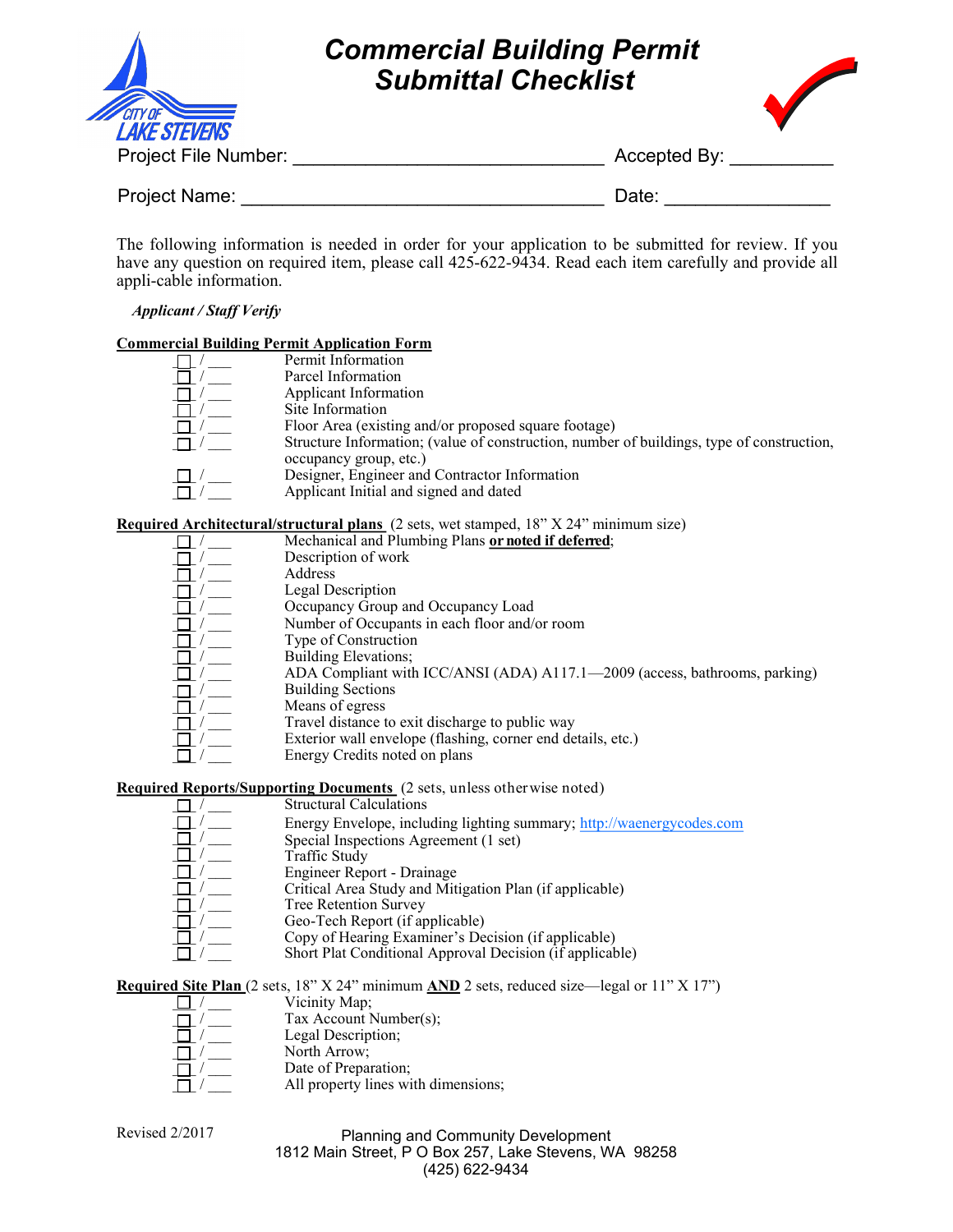# Commercial Building Permit Submittal Checklist

Project File Number: ______________________________ Accepted By: __________

Project Name: __________________________________ Date: ________________

The following information is needed in order for your application to be submitted for review. If you have any question on required item, please call 425-622-9434. Read each item carefully and provide all appli-cable information.

*Applicant / Staff Verify*

**Commercial Building Permit Application Form**

- ☐ / ___ Permit Information
- ☐ / ___ Parcel Information
- ☐ / ___ Applicant Information
- ☐ / ___ Site Information
- ☐ / ___ Floor Area (existing and/or proposed square footage)
- ☐ / ___ Structure Information; (value of construction, number of buildings, type of construction, occupancy group, etc.)
- ☐ / ___ Designer, Engineer and Contractor Information
- ☐ / ___ Applicant Initial and signed and dated

**Required Architectural/structural plans** (2 sets, wet stamped, 18" X 24" minimum size)

- ☐ / ___ Mechanical and Plumbing Plans **or noted if deferred**;
- ☐ / ___ Description of work
- ☐ / ___ Address
- ☐ / ___ Legal Description
- ☐ / ___ Occupancy Group and Occupancy Load
- ☐ / ___ Number of Occupants in each floor and/or room
- ☐ / ___ Type of Construction
- ☐ / ___ Building Elevations;
- ☐ / ___ ADA Compliant with ICC/ANSI (ADA) A117.1—2009 (access, bathrooms, parking)
- ☐ / ___ Building Sections
- ☐ / ___ Means of egress
- ☐ / ___ Travel distance to exit discharge to public way
- ☐ / ___ Exterior wall envelope (flashing, corner end details, etc.)
- ☐ / ___ Energy Credits noted on plans

**Required Reports/Supporting Documents** (2 sets, unless otherwise noted)

- ☐ / ___ Structural Calculations
- ☐ / ___ Energy Envelope, including lighting summary; http://waenergycodes.com
- ☐ / ___ Special Inspections Agreement (1 set)
- ☐ / ___ Traffic Study
- ☐ / ___ Engineer Report - Drainage
- ☐ / ___ Critical Area Study and Mitigation Plan (if applicable)
- ☐ / ___ Tree Retention Survey
- ☐ / ___ Geo-Tech Report (if applicable)
- ☐ / ___ Copy of Hearing Examiner's Decision (if applicable)
- ☐ / ___ Short Plat Conditional Approval Decision (if applicable)

**Required Site Plan** (2 sets, 18" X 24" minimum **AND** 2 sets, reduced size—legal or 11" X 17")

- ☐ / ___ Vicinity Map;
- ☐ / ___ Tax Account Number(s);
- ☐ / ___ Legal Description;
- ☐ / ___ North Arrow;
- ☐ / ___ Date of Preparation;
- ☐ / ___ All property lines with dimensions;

Revised 2/2017

Planning and Community Development
1812 Main Street, P O Box 257, Lake Stevens, WA 98258
(425) 622-9434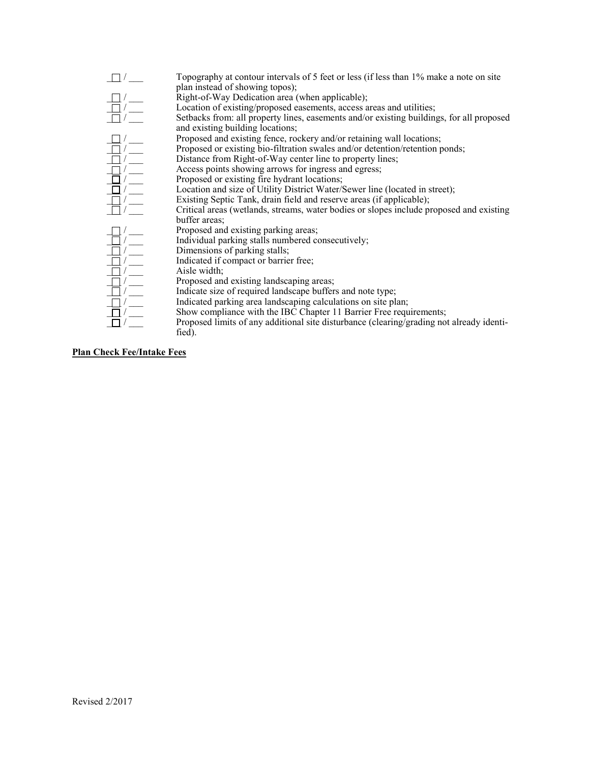- ☐ / ___ Topography at contour intervals of 5 feet or less (if less than 1% make a note on site plan instead of showing topos);
- ☐ / ___ Right-of-Way Dedication area (when applicable);
- ☐ / ___ Location of existing/proposed easements, access areas and utilities;
- ☐ / ___ Setbacks from: all property lines, easements and/or existing buildings, for all proposed and existing building locations;
- ☐ / ___ Proposed and existing fence, rockery and/or retaining wall locations;
- ☐ / ___ Proposed or existing bio-filtration swales and/or detention/retention ponds;
- ☐ / ___ Distance from Right-of-Way center line to property lines;
- ☐ / ___ Access points showing arrows for ingress and egress;
- ☐ / ___ Proposed or existing fire hydrant locations;
- ☐ / ___ Location and size of Utility District Water/Sewer line (located in street);
- ☐ / ___ Existing Septic Tank, drain field and reserve areas (if applicable);
- ☐ / ___ Critical areas (wetlands, streams, water bodies or slopes include proposed and existing buffer areas;
- ☐ / ___ Proposed and existing parking areas;
- ☐ / ___ Individual parking stalls numbered consecutively;
- ☐ / ___ Dimensions of parking stalls;
- ☐ / ___ Indicated if compact or barrier free;
- ☐ / ___ Aisle width;
- ☐ / ___ Proposed and existing landscaping areas;
- ☐ / ___ Indicate size of required landscape buffers and note type;
- ☐ / ___ Indicated parking area landscaping calculations on site plan;
- ☐ / ___ Show compliance with the IBC Chapter 11 Barrier Free requirements;
- ☐ / ___ Proposed limits of any additional site disturbance (clearing/grading not already identified).

**Plan Check Fee/Intake Fees**

Revised 2/2017